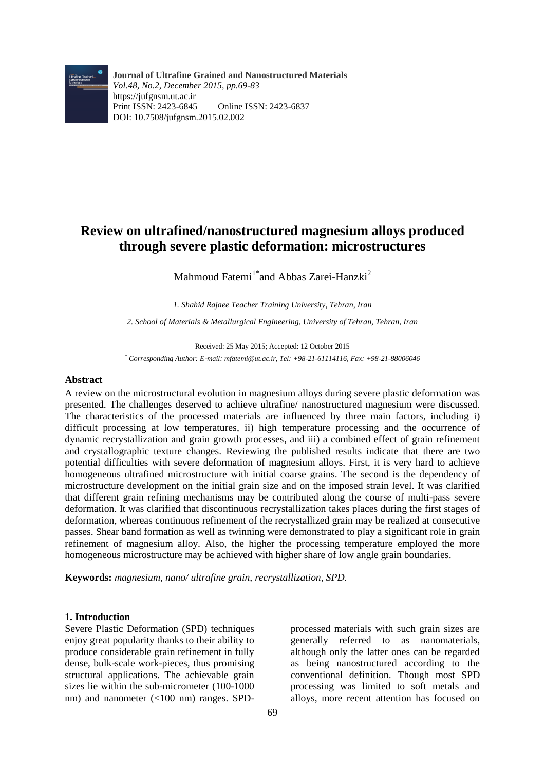**Journal of Ultrafine Grained and Nanostructured Materials**
*Vol.48, No.2, December 2015, pp.69-83*
https://jufgnsm.ut.ac.ir
Print ISSN: 2423-6845 Online ISSN: 2423-6837
DOI: 10.7508/jufgnsm.2015.02.002

# Review on ultrafined/nanostructured magnesium alloys produced through severe plastic deformation: microstructures

Mahmoud Fatemi[1*] and Abbas Zarei-Hanzki[2]

*1. Shahid Rajaee Teacher Training University, Tehran, Iran*

*2. School of Materials & Metallurgical Engineering, University of Tehran, Tehran, Iran*

Received: 25 May 2015; Accepted: 12 October 2015

*[*] Corresponding Author: E-mail: mfatemi@ut.ac.ir, Tel: +98-21-61114116, Fax: +98-21-88006046*

## Abstract

A review on the microstructural evolution in magnesium alloys during severe plastic deformation was presented. The challenges deserved to achieve ultrafine/ nanostructured magnesium were discussed. The characteristics of the processed materials are influenced by three main factors, including i) difficult processing at low temperatures, ii) high temperature processing and the occurrence of dynamic recrystallization and grain growth processes, and iii) a combined effect of grain refinement and crystallographic texture changes. Reviewing the published results indicate that there are two potential difficulties with severe deformation of magnesium alloys. First, it is very hard to achieve homogeneous ultrafined microstructure with initial coarse grains. The second is the dependency of microstructure development on the initial grain size and on the imposed strain level. It was clarified that different grain refining mechanisms may be contributed along the course of multi-pass severe deformation. It was clarified that discontinuous recrystallization takes places during the first stages of deformation, whereas continuous refinement of the recrystallized grain may be realized at consecutive passes. Shear band formation as well as twinning were demonstrated to play a significant role in grain refinement of magnesium alloy. Also, the higher the processing temperature employed the more homogeneous microstructure may be achieved with higher share of low angle grain boundaries.

**Keywords:** *magnesium, nano/ ultrafine grain, recrystallization, SPD.*

## 1. Introduction

Severe Plastic Deformation (SPD) techniques enjoy great popularity thanks to their ability to produce considerable grain refinement in fully dense, bulk-scale work-pieces, thus promising structural applications. The achievable grain sizes lie within the sub-micrometer (100-1000 nm) and nanometer (<100 nm) ranges. SPD-processed materials with such grain sizes are generally referred to as nanomaterials, although only the latter ones can be regarded as being nanostructured according to the conventional definition. Though most SPD processing was limited to soft metals and alloys, more recent attention has focused on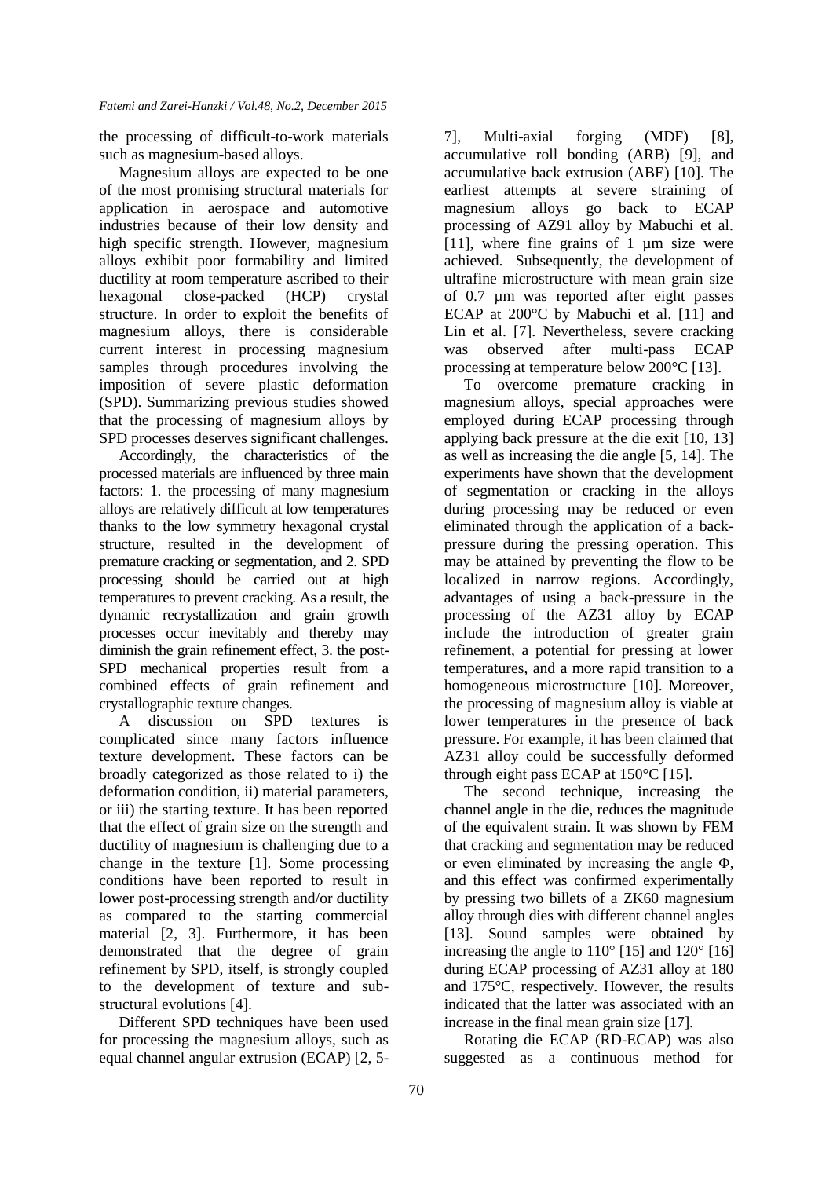the processing of difficult-to-work materials such as magnesium-based alloys.

Magnesium alloys are expected to be one of the most promising structural materials for application in aerospace and automotive industries because of their low density and high specific strength. However, magnesium alloys exhibit poor formability and limited ductility at room temperature ascribed to their hexagonal close-packed (HCP) crystal structure. In order to exploit the benefits of magnesium alloys, there is considerable current interest in processing magnesium samples through procedures involving the imposition of severe plastic deformation (SPD). Summarizing previous studies showed that the processing of magnesium alloys by SPD processes deserves significant challenges.

Accordingly, the characteristics of the processed materials are influenced by three main factors: 1. the processing of many magnesium alloys are relatively difficult at low temperatures thanks to the low symmetry hexagonal crystal structure, resulted in the development of premature cracking or segmentation, and 2. SPD processing should be carried out at high temperatures to prevent cracking. As a result, the dynamic recrystallization and grain growth processes occur inevitably and thereby may diminish the grain refinement effect, 3. the post-SPD mechanical properties result from a combined effects of grain refinement and crystallographic texture changes.

A discussion on SPD textures is complicated since many factors influence texture development. These factors can be broadly categorized as those related to i) the deformation condition, ii) material parameters, or iii) the starting texture. It has been reported that the effect of grain size on the strength and ductility of magnesium is challenging due to a change in the texture [1]. Some processing conditions have been reported to result in lower post-processing strength and/or ductility as compared to the starting commercial material [2, 3]. Furthermore, it has been demonstrated that the degree of grain refinement by SPD, itself, is strongly coupled to the development of texture and sub-structural evolutions [4].

Different SPD techniques have been used for processing the magnesium alloys, such as equal channel angular extrusion (ECAP) [2, 5-7], Multi-axial forging (MDF) [8], accumulative roll bonding (ARB) [9], and accumulative back extrusion (ABE) [10]. The earliest attempts at severe straining of magnesium alloys go back to ECAP processing of AZ91 alloy by Mabuchi et al. [11], where fine grains of 1 µm size were achieved. Subsequently, the development of ultrafine microstructure with mean grain size of 0.7 µm was reported after eight passes ECAP at 200°C by Mabuchi et al. [11] and Lin et al. [7]. Nevertheless, severe cracking was observed after multi-pass ECAP processing at temperature below 200°C [13].

To overcome premature cracking in magnesium alloys, special approaches were employed during ECAP processing through applying back pressure at the die exit [10, 13] as well as increasing the die angle [5, 14]. The experiments have shown that the development of segmentation or cracking in the alloys during processing may be reduced or even eliminated through the application of a back-pressure during the pressing operation. This may be attained by preventing the flow to be localized in narrow regions. Accordingly, advantages of using a back-pressure in the processing of the AZ31 alloy by ECAP include the introduction of greater grain refinement, a potential for pressing at lower temperatures, and a more rapid transition to a homogeneous microstructure [10]. Moreover, the processing of magnesium alloy is viable at lower temperatures in the presence of back pressure. For example, it has been claimed that AZ31 alloy could be successfully deformed through eight pass ECAP at 150°C [15].

The second technique, increasing the channel angle in the die, reduces the magnitude of the equivalent strain. It was shown by FEM that cracking and segmentation may be reduced or even eliminated by increasing the angle $\Phi$, and this effect was confirmed experimentally by pressing two billets of a ZK60 magnesium alloy through dies with different channel angles [13]. Sound samples were obtained by increasing the angle to 110° [15] and 120° [16] during ECAP processing of AZ31 alloy at 180 and 175°C, respectively. However, the results indicated that the latter was associated with an increase in the final mean grain size [17].

Rotating die ECAP (RD-ECAP) was also suggested as a continuous method for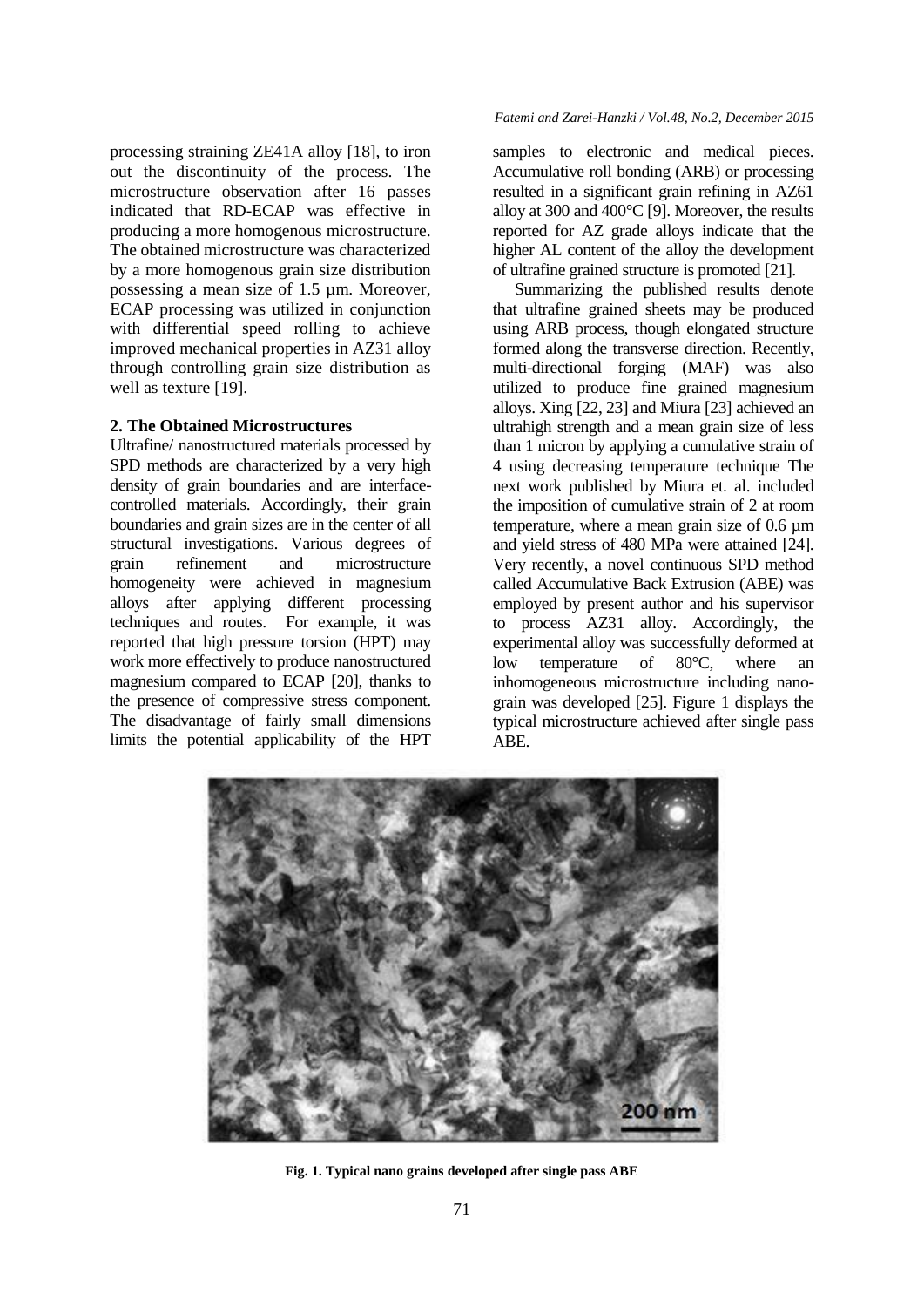processing straining ZE41A alloy [18], to iron out the discontinuity of the process. The microstructure observation after 16 passes indicated that RD-ECAP was effective in producing a more homogenous microstructure. The obtained microstructure was characterized by a more homogenous grain size distribution possessing a mean size of 1.5 µm. Moreover, ECAP processing was utilized in conjunction with differential speed rolling to achieve improved mechanical properties in AZ31 alloy through controlling grain size distribution as well as texture [19].

## 2. The Obtained Microstructures

Ultrafine/ nanostructured materials processed by SPD methods are characterized by a very high density of grain boundaries and are interface-controlled materials. Accordingly, their grain boundaries and grain sizes are in the center of all structural investigations. Various degrees of grain refinement and microstructure homogeneity were achieved in magnesium alloys after applying different processing techniques and routes. For example, it was reported that high pressure torsion (HPT) may work more effectively to produce nanostructured magnesium compared to ECAP [20], thanks to the presence of compressive stress component. The disadvantage of fairly small dimensions limits the potential applicability of the HPT samples to electronic and medical pieces. Accumulative roll bonding (ARB) or processing resulted in a significant grain refining in AZ61 alloy at 300 and 400°C [9]. Moreover, the results reported for AZ grade alloys indicate that the higher AL content of the alloy the development of ultrafine grained structure is promoted [21].

Summarizing the published results denote that ultrafine grained sheets may be produced using ARB process, though elongated structure formed along the transverse direction. Recently, multi-directional forging (MAF) was also utilized to produce fine grained magnesium alloys. Xing [22, 23] and Miura [23] achieved an ultrahigh strength and a mean grain size of less than 1 micron by applying a cumulative strain of 4 using decreasing temperature technique The next work published by Miura et. al. included the imposition of cumulative strain of 2 at room temperature, where a mean grain size of 0.6 µm and yield stress of 480 MPa were attained [24]. Very recently, a novel continuous SPD method called Accumulative Back Extrusion (ABE) was employed by present author and his supervisor to process AZ31 alloy. Accordingly, the experimental alloy was successfully deformed at low temperature of 80°C, where an inhomogeneous microstructure including nano-grain was developed [25]. Figure 1 displays the typical microstructure achieved after single pass ABE.

**Fig. 1. Typical nano grains developed after single pass ABE**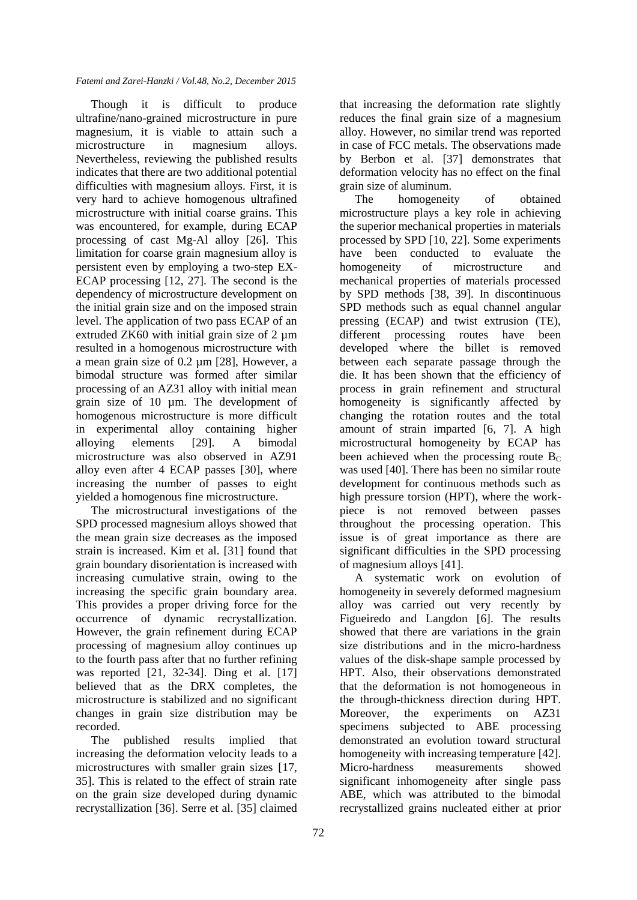Though it is difficult to produce ultrafine/nano-grained microstructure in pure magnesium, it is viable to attain such a microstructure in magnesium alloys. Nevertheless, reviewing the published results indicates that there are two additional potential difficulties with magnesium alloys. First, it is very hard to achieve homogenous ultrafined microstructure with initial coarse grains. This was encountered, for example, during ECAP processing of cast Mg-Al alloy [26]. This limitation for coarse grain magnesium alloy is persistent even by employing a two-step EX-ECAP processing [12, 27]. The second is the dependency of microstructure development on the initial grain size and on the imposed strain level. The application of two pass ECAP of an extruded ZK60 with initial grain size of 2 µm resulted in a homogenous microstructure with a mean grain size of 0.2 µm [28], However, a bimodal structure was formed after similar processing of an AZ31 alloy with initial mean grain size of 10 µm. The development of homogenous microstructure is more difficult in experimental alloy containing higher alloying elements [29]. A bimodal microstructure was also observed in AZ91 alloy even after 4 ECAP passes [30], where increasing the number of passes to eight yielded a homogenous fine microstructure.

The microstructural investigations of the SPD processed magnesium alloys showed that the mean grain size decreases as the imposed strain is increased. Kim et al. [31] found that grain boundary disorientation is increased with increasing cumulative strain, owing to the increasing the specific grain boundary area. This provides a proper driving force for the occurrence of dynamic recrystallization. However, the grain refinement during ECAP processing of magnesium alloy continues up to the fourth pass after that no further refining was reported [21, 32-34]. Ding et al. [17] believed that as the DRX completes, the microstructure is stabilized and no significant changes in grain size distribution may be recorded.

The published results implied that increasing the deformation velocity leads to a microstructures with smaller grain sizes [17, 35]. This is related to the effect of strain rate on the grain size developed during dynamic recrystallization [36]. Serre et al. [35] claimed that increasing the deformation rate slightly reduces the final grain size of a magnesium alloy. However, no similar trend was reported in case of FCC metals. The observations made by Berbon et al. [37] demonstrates that deformation velocity has no effect on the final grain size of aluminum.

The homogeneity of obtained microstructure plays a key role in achieving the superior mechanical properties in materials processed by SPD [10, 22]. Some experiments have been conducted to evaluate the homogeneity of microstructure and mechanical properties of materials processed by SPD methods [38, 39]. In discontinuous SPD methods such as equal channel angular pressing (ECAP) and twist extrusion (TE), different processing routes have been developed where the billet is removed between each separate passage through the die. It has been shown that the efficiency of process in grain refinement and structural homogeneity is significantly affected by changing the rotation routes and the total amount of strain imparted [6, 7]. A high microstructural homogeneity by ECAP has been achieved when the processing route $B_C$ was used [40]. There has been no similar route development for continuous methods such as high pressure torsion (HPT), where the work-piece is not removed between passes throughout the processing operation. This issue is of great importance as there are significant difficulties in the SPD processing of magnesium alloys [41].

A systematic work on evolution of homogeneity in severely deformed magnesium alloy was carried out very recently by Figueiredo and Langdon [6]. The results showed that there are variations in the grain size distributions and in the micro-hardness values of the disk-shape sample processed by HPT. Also, their observations demonstrated that the deformation is not homogeneous in the through-thickness direction during HPT. Moreover, the experiments on AZ31 specimens subjected to ABE processing demonstrated an evolution toward structural homogeneity with increasing temperature [42]. Micro-hardness measurements showed significant inhomogeneity after single pass ABE, which was attributed to the bimodal recrystallized grains nucleated either at prior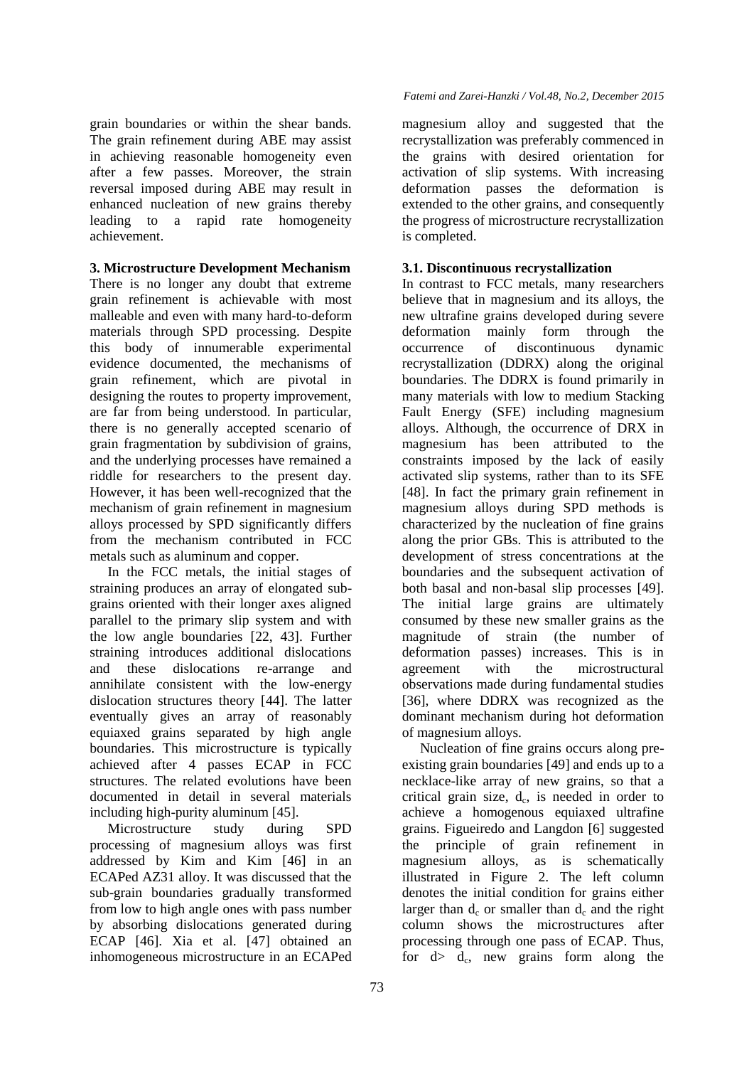grain boundaries or within the shear bands. The grain refinement during ABE may assist in achieving reasonable homogeneity even after a few passes. Moreover, the strain reversal imposed during ABE may result in enhanced nucleation of new grains thereby leading to a rapid rate homogeneity achievement.

## 3. Microstructure Development Mechanism

There is no longer any doubt that extreme grain refinement is achievable with most malleable and even with many hard-to-deform materials through SPD processing. Despite this body of innumerable experimental evidence documented, the mechanisms of grain refinement, which are pivotal in designing the routes to property improvement, are far from being understood. In particular, there is no generally accepted scenario of grain fragmentation by subdivision of grains, and the underlying processes have remained a riddle for researchers to the present day. However, it has been well-recognized that the mechanism of grain refinement in magnesium alloys processed by SPD significantly differs from the mechanism contributed in FCC metals such as aluminum and copper.

In the FCC metals, the initial stages of straining produces an array of elongated sub-grains oriented with their longer axes aligned parallel to the primary slip system and with the low angle boundaries [22, 43]. Further straining introduces additional dislocations and these dislocations re-arrange and annihilate consistent with the low-energy dislocation structures theory [44]. The latter eventually gives an array of reasonably equiaxed grains separated by high angle boundaries. This microstructure is typically achieved after 4 passes ECAP in FCC structures. The related evolutions have been documented in detail in several materials including high-purity aluminum [45].

Microstructure study during SPD processing of magnesium alloys was first addressed by Kim and Kim [46] in an ECAPed AZ31 alloy. It was discussed that the sub-grain boundaries gradually transformed from low to high angle ones with pass number by absorbing dislocations generated during ECAP [46]. Xia et al. [47] obtained an inhomogeneous microstructure in an ECAPed magnesium alloy and suggested that the recrystallization was preferably commenced in the grains with desired orientation for activation of slip systems. With increasing deformation passes the deformation is extended to the other grains, and consequently the progress of microstructure recrystallization is completed.

### 3.1. Discontinuous recrystallization

In contrast to FCC metals, many researchers believe that in magnesium and its alloys, the new ultrafine grains developed during severe deformation mainly form through the occurrence of discontinuous dynamic recrystallization (DDRX) along the original boundaries. The DDRX is found primarily in many materials with low to medium Stacking Fault Energy (SFE) including magnesium alloys. Although, the occurrence of DRX in magnesium has been attributed to the constraints imposed by the lack of easily activated slip systems, rather than to its SFE [48]. In fact the primary grain refinement in magnesium alloys during SPD methods is characterized by the nucleation of fine grains along the prior GBs. This is attributed to the development of stress concentrations at the boundaries and the subsequent activation of both basal and non-basal slip processes [49]. The initial large grains are ultimately consumed by these new smaller grains as the magnitude of strain (the number of deformation passes) increases. This is in agreement with the microstructural observations made during fundamental studies [36], where DDRX was recognized as the dominant mechanism during hot deformation of magnesium alloys.

Nucleation of fine grains occurs along pre-existing grain boundaries [49] and ends up to a necklace-like array of new grains, so that a critical grain size, $d_c$, is needed in order to achieve a homogenous equiaxed ultrafine grains. Figueiredo and Langdon [6] suggested the principle of grain refinement in magnesium alloys, as is schematically illustrated in Figure 2. The left column denotes the initial condition for grains either larger than $d_c$ or smaller than $d_c$ and the right column shows the microstructures after processing through one pass of ECAP. Thus, for $d > d_c$, new grains form along the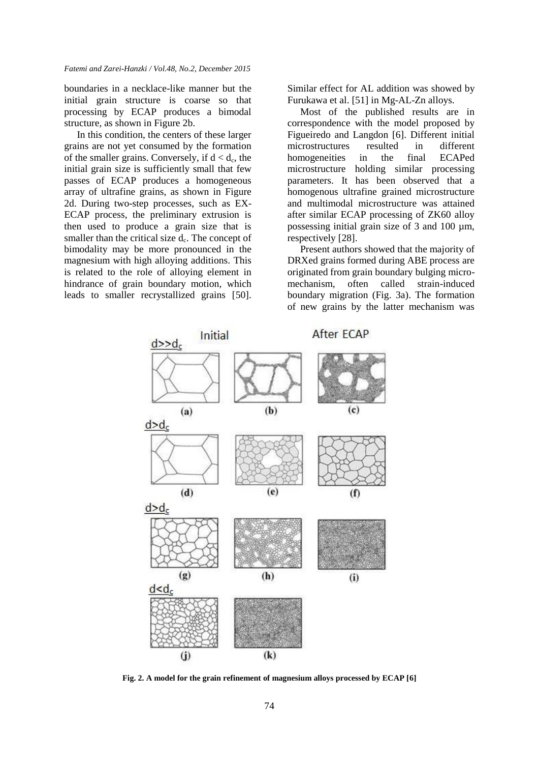boundaries in a necklace-like manner but the initial grain structure is coarse so that processing by ECAP produces a bimodal structure, as shown in Figure 2b.

In this condition, the centers of these larger grains are not yet consumed by the formation of the smaller grains. Conversely, if $d < d_c$, the initial grain size is sufficiently small that few passes of ECAP produces a homogeneous array of ultrafine grains, as shown in Figure 2d. During two-step processes, such as EX-ECAP process, the preliminary extrusion is then used to produce a grain size that is smaller than the critical size $d_c$. The concept of bimodality may be more pronounced in the magnesium with high alloying additions. This is related to the role of alloying element in hindrance of grain boundary motion, which leads to smaller recrystallized grains [50]. Similar effect for AL addition was showed by Furukawa et al. [51] in Mg-AL-Zn alloys.

Most of the published results are in correspondence with the model proposed by Figueiredo and Langdon [6]. Different initial microstructures resulted in different homogeneities in the final ECAPed microstructure holding similar processing parameters. It has been observed that a homogenous ultrafine grained microstructure and multimodal microstructure was attained after similar ECAP processing of ZK60 alloy possessing initial grain size of 3 and 100 µm, respectively [28].

Present authors showed that the majority of DRXed grains formed during ABE process are originated from grain boundary bulging micro-mechanism, often called strain-induced boundary migration (Fig. 3a). The formation of new grains by the latter mechanism was

**Fig. 2. A model for the grain refinement of magnesium alloys processed by ECAP [6]**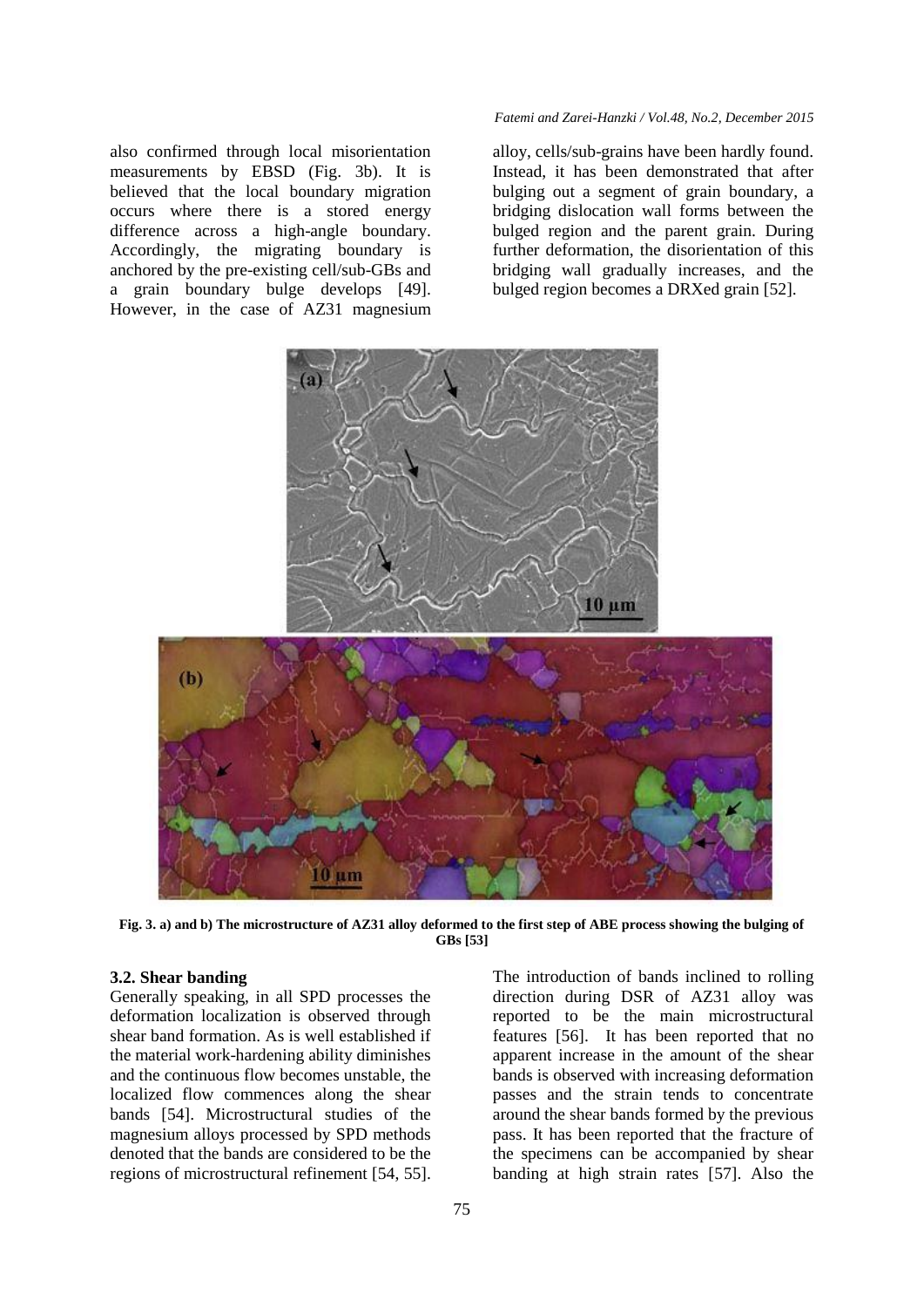also confirmed through local misorientation measurements by EBSD (Fig. 3b). It is believed that the local boundary migration occurs where there is a stored energy difference across a high-angle boundary. Accordingly, the migrating boundary is anchored by the pre-existing cell/sub-GBs and a grain boundary bulge develops [49]. However, in the case of AZ31 magnesium alloy, cells/sub-grains have been hardly found. Instead, it has been demonstrated that after bulging out a segment of grain boundary, a bridging dislocation wall forms between the bulged region and the parent grain. During further deformation, the disorientation of this bridging wall gradually increases, and the bulged region becomes a DRXed grain [52].

**Fig. 3. a) and b) The microstructure of AZ31 alloy deformed to the first step of ABE process showing the bulging of GBs [53]**

### 3.2. Shear banding

Generally speaking, in all SPD processes the deformation localization is observed through shear band formation. As is well established if the material work-hardening ability diminishes and the continuous flow becomes unstable, the localized flow commences along the shear bands [54]. Microstructural studies of the magnesium alloys processed by SPD methods denoted that the bands are considered to be the regions of microstructural refinement [54, 55]. The introduction of bands inclined to rolling direction during DSR of AZ31 alloy was reported to be the main microstructural features [56]. It has been reported that no apparent increase in the amount of the shear bands is observed with increasing deformation passes and the strain tends to concentrate around the shear bands formed by the previous pass. It has been reported that the fracture of the specimens can be accompanied by shear banding at high strain rates [57]. Also the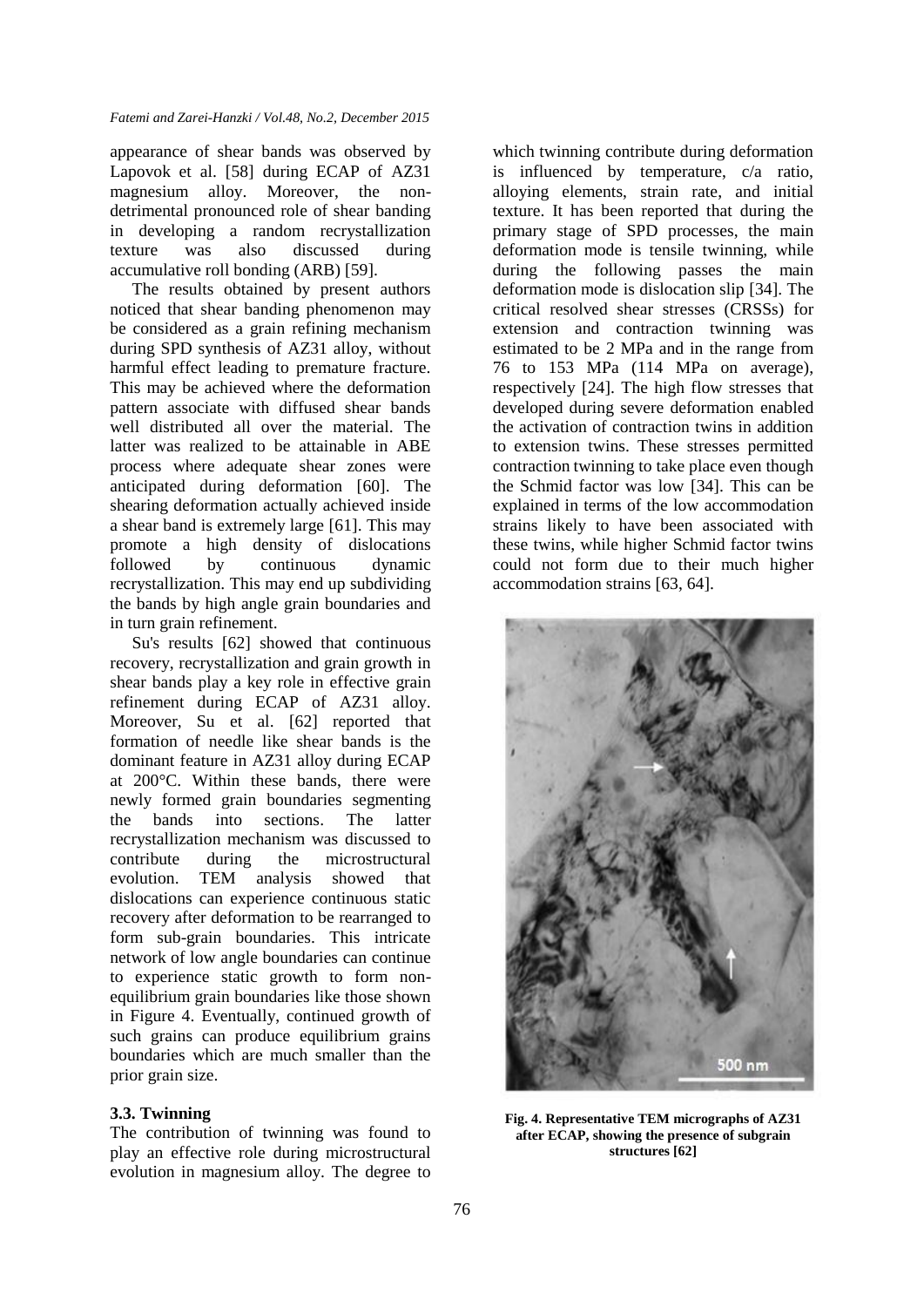appearance of shear bands was observed by Lapovok et al. [58] during ECAP of AZ31 magnesium alloy. Moreover, the non-detrimental pronounced role of shear banding in developing a random recrystallization texture was also discussed during accumulative roll bonding (ARB) [59].

The results obtained by present authors noticed that shear banding phenomenon may be considered as a grain refining mechanism during SPD synthesis of AZ31 alloy, without harmful effect leading to premature fracture. This may be achieved where the deformation pattern associate with diffused shear bands well distributed all over the material. The latter was realized to be attainable in ABE process where adequate shear zones were anticipated during deformation [60]. The shearing deformation actually achieved inside a shear band is extremely large [61]. This may promote a high density of dislocations followed by continuous dynamic recrystallization. This may end up subdividing the bands by high angle grain boundaries and in turn grain refinement.

Su's results [62] showed that continuous recovery, recrystallization and grain growth in shear bands play a key role in effective grain refinement during ECAP of AZ31 alloy. Moreover, Su et al. [62] reported that formation of needle like shear bands is the dominant feature in AZ31 alloy during ECAP at 200°C. Within these bands, there were newly formed grain boundaries segmenting the bands into sections. The latter recrystallization mechanism was discussed to contribute during the microstructural evolution. TEM analysis showed that dislocations can experience continuous static recovery after deformation to be rearranged to form sub-grain boundaries. This intricate network of low angle boundaries can continue to experience static growth to form non-equilibrium grain boundaries like those shown in Figure 4. Eventually, continued growth of such grains can produce equilibrium grains boundaries which are much smaller than the prior grain size.

### 3.3. Twinning

The contribution of twinning was found to play an effective role during microstructural evolution in magnesium alloy. The degree to which twinning contribute during deformation is influenced by temperature, c/a ratio, alloying elements, strain rate, and initial texture. It has been reported that during the primary stage of SPD processes, the main deformation mode is tensile twinning, while during the following passes the main deformation mode is dislocation slip [34]. The critical resolved shear stresses (CRSSs) for extension and contraction twinning was estimated to be 2 MPa and in the range from 76 to 153 MPa (114 MPa on average), respectively [24]. The high flow stresses that developed during severe deformation enabled the activation of contraction twins in addition to extension twins. These stresses permitted contraction twinning to take place even though the Schmid factor was low [34]. This can be explained in terms of the low accommodation strains likely to have been associated with these twins, while higher Schmid factor twins could not form due to their much higher accommodation strains [63, 64].

**Fig. 4. Representative TEM micrographs of AZ31 after ECAP, showing the presence of subgrain structures [62]**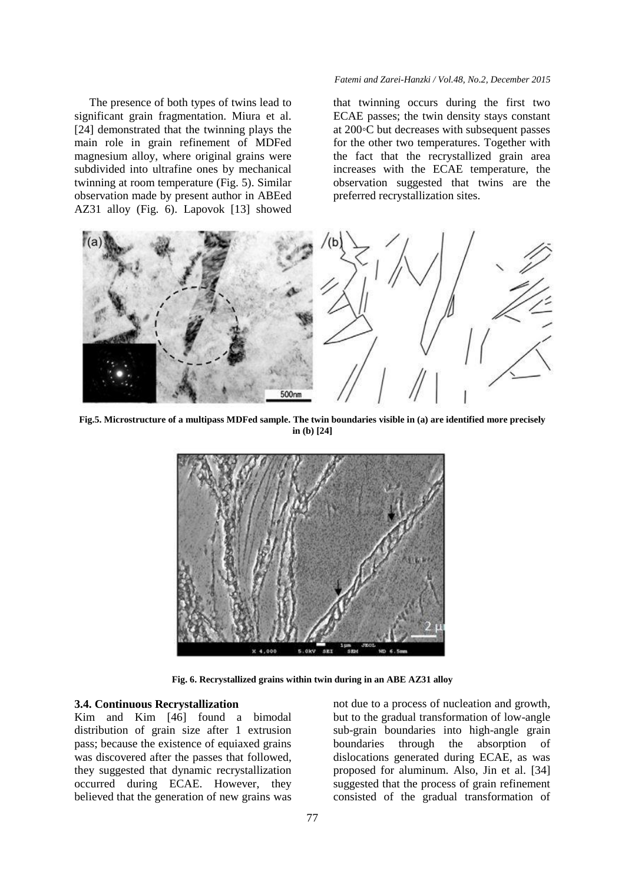The presence of both types of twins lead to significant grain fragmentation. Miura et al. [24] demonstrated that the twinning plays the main role in grain refinement of MDFed magnesium alloy, where original grains were subdivided into ultrafine ones by mechanical twinning at room temperature (Fig. 5). Similar observation made by present author in ABEed AZ31 alloy (Fig. 6). Lapovok [13] showed that twinning occurs during the first two ECAE passes; the twin density stays constant at 200◦C but decreases with subsequent passes for the other two temperatures. Together with the fact that the recrystallized grain area increases with the ECAE temperature, the observation suggested that twins are the preferred recrystallization sites.

**Fig.5. Microstructure of a multipass MDFed sample. The twin boundaries visible in (a) are identified more precisely in (b) [24]**

**Fig. 6. Recrystallized grains within twin during in an ABE AZ31 alloy**

### 3.4. Continuous Recrystallization

Kim and Kim [46] found a bimodal distribution of grain size after 1 extrusion pass; because the existence of equiaxed grains was discovered after the passes that followed, they suggested that dynamic recrystallization occurred during ECAE. However, they believed that the generation of new grains was not due to a process of nucleation and growth, but to the gradual transformation of low-angle sub-grain boundaries into high-angle grain boundaries through the absorption of dislocations generated during ECAE, as was proposed for aluminum. Also, Jin et al. [34] suggested that the process of grain refinement consisted of the gradual transformation of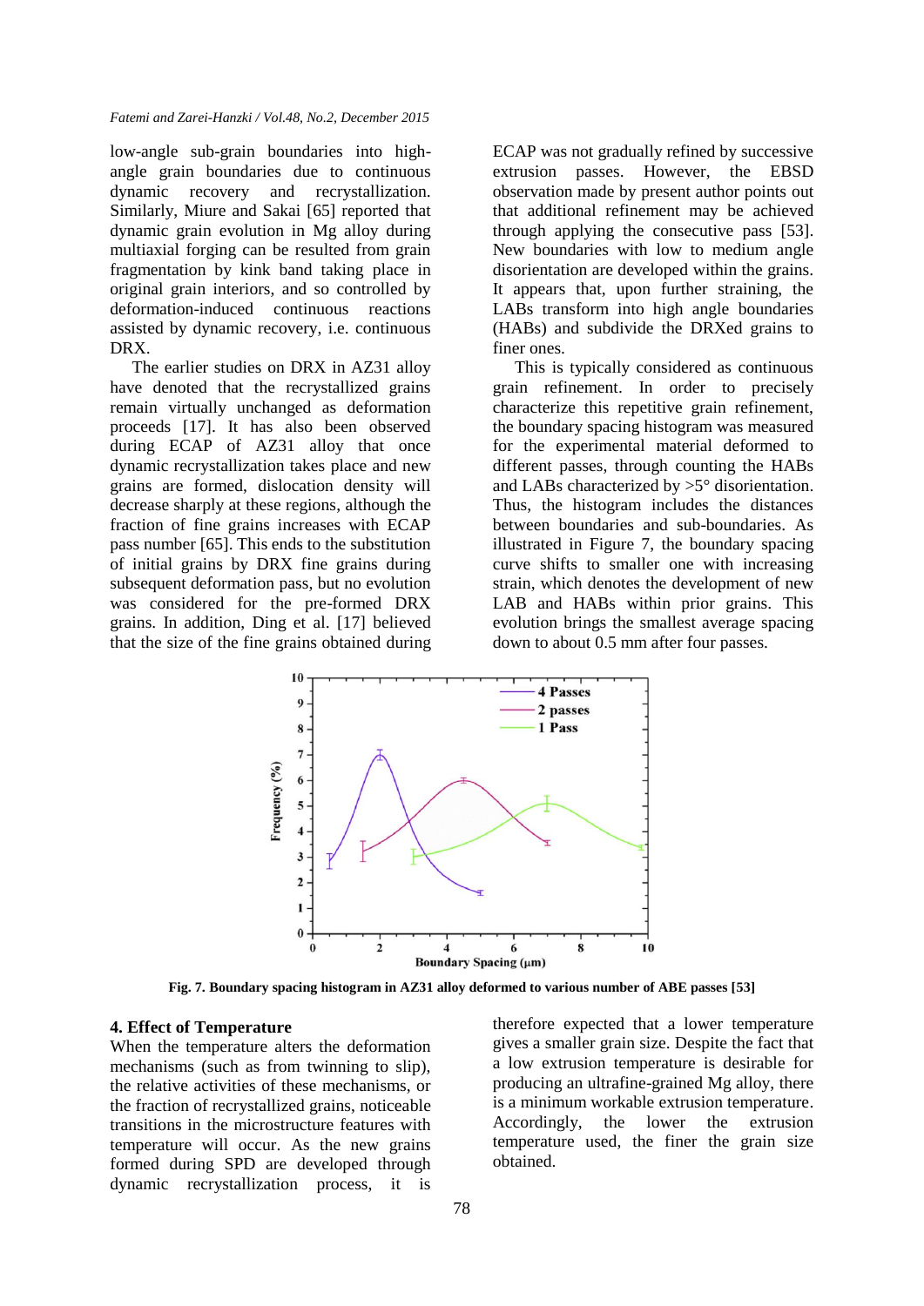low-angle sub-grain boundaries into high-angle grain boundaries due to continuous dynamic recovery and recrystallization. Similarly, Miure and Sakai [65] reported that dynamic grain evolution in Mg alloy during multiaxial forging can be resulted from grain fragmentation by kink band taking place in original grain interiors, and so controlled by deformation-induced continuous reactions assisted by dynamic recovery, i.e. continuous DRX.

The earlier studies on DRX in AZ31 alloy have denoted that the recrystallized grains remain virtually unchanged as deformation proceeds [17]. It has also been observed during ECAP of AZ31 alloy that once dynamic recrystallization takes place and new grains are formed, dislocation density will decrease sharply at these regions, although the fraction of fine grains increases with ECAP pass number [65]. This ends to the substitution of initial grains by DRX fine grains during subsequent deformation pass, but no evolution was considered for the pre-formed DRX grains. In addition, Ding et al. [17] believed that the size of the fine grains obtained during ECAP was not gradually refined by successive extrusion passes. However, the EBSD observation made by present author points out that additional refinement may be achieved through applying the consecutive pass [53]. New boundaries with low to medium angle disorientation are developed within the grains. It appears that, upon further straining, the LABs transform into high angle boundaries (HABs) and subdivide the DRXed grains to finer ones.

This is typically considered as continuous grain refinement. In order to precisely characterize this repetitive grain refinement, the boundary spacing histogram was measured for the experimental material deformed to different passes, through counting the HABs and LABs characterized by >5° disorientation. Thus, the histogram includes the distances between boundaries and sub-boundaries. As illustrated in Figure 7, the boundary spacing curve shifts to smaller one with increasing strain, which denotes the development of new LAB and HABs within prior grains. This evolution brings the smallest average spacing down to about 0.5 mm after four passes.

**Fig. 7. Boundary spacing histogram in AZ31 alloy deformed to various number of ABE passes [53]**

## 4. Effect of Temperature

When the temperature alters the deformation mechanisms (such as from twinning to slip), the relative activities of these mechanisms, or the fraction of recrystallized grains, noticeable transitions in the microstructure features with temperature will occur. As the new grains formed during SPD are developed through dynamic recrystallization process, it is therefore expected that a lower temperature gives a smaller grain size. Despite the fact that a low extrusion temperature is desirable for producing an ultrafine-grained Mg alloy, there is a minimum workable extrusion temperature. Accordingly, the lower the extrusion temperature used, the finer the grain size obtained.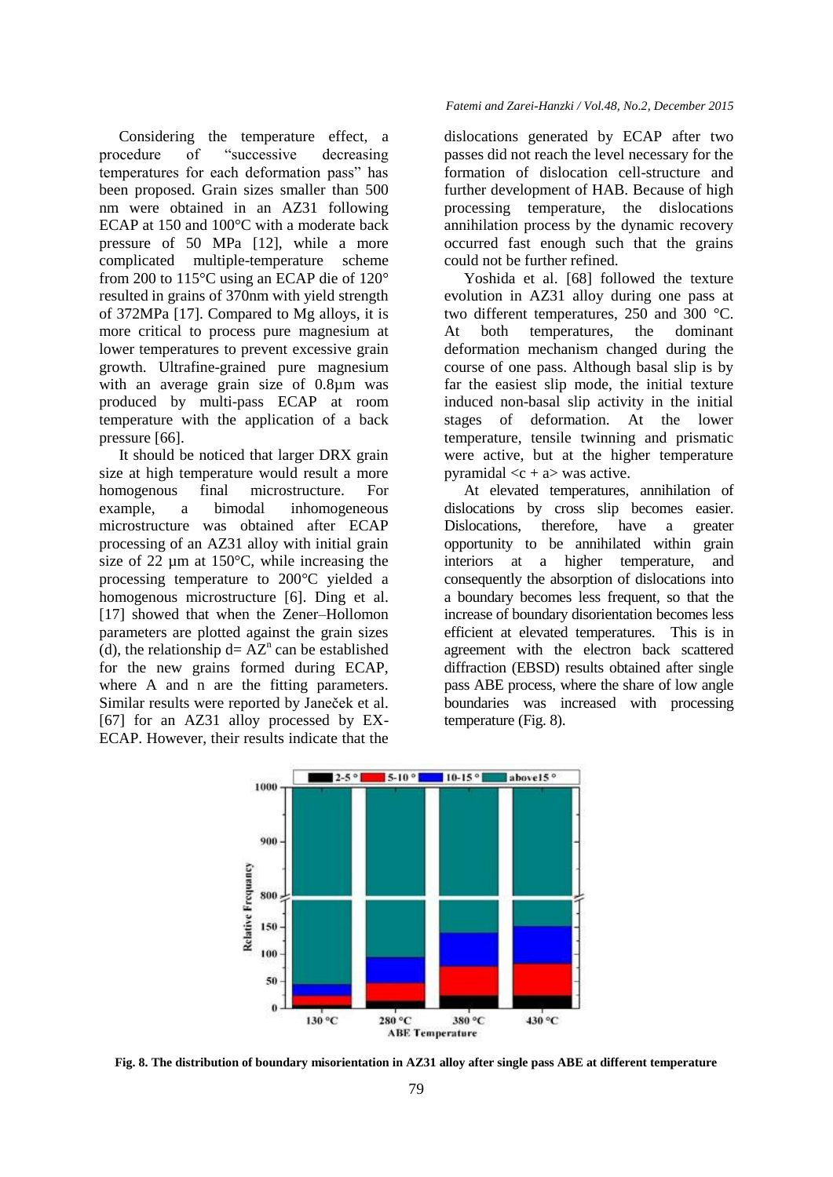Considering the temperature effect, a procedure of "successive decreasing temperatures for each deformation pass" has been proposed. Grain sizes smaller than 500 nm were obtained in an AZ31 following ECAP at 150 and 100°C with a moderate back pressure of 50 MPa [12], while a more complicated multiple-temperature scheme from 200 to 115°C using an ECAP die of 120° resulted in grains of 370nm with yield strength of 372MPa [17]. Compared to Mg alloys, it is more critical to process pure magnesium at lower temperatures to prevent excessive grain growth. Ultrafine-grained pure magnesium with an average grain size of 0.8μm was produced by multi-pass ECAP at room temperature with the application of a back pressure [66].

It should be noticed that larger DRX grain size at high temperature would result a more homogenous final microstructure. For example, a bimodal inhomogeneous microstructure was obtained after ECAP processing of an AZ31 alloy with initial grain size of 22 μm at 150°C, while increasing the processing temperature to 200°C yielded a homogenous microstructure [6]. Ding et al. [17] showed that when the Zener–Hollomon parameters are plotted against the grain sizes (d), the relationship $d = AZ^n$ can be established for the new grains formed during ECAP, where A and n are the fitting parameters. Similar results were reported by Janeček et al. [67] for an AZ31 alloy processed by EX-ECAP. However, their results indicate that the dislocations generated by ECAP after two passes did not reach the level necessary for the formation of dislocation cell-structure and further development of HAB. Because of high processing temperature, the dislocations annihilation process by the dynamic recovery occurred fast enough such that the grains could not be further refined.

Yoshida et al. [68] followed the texture evolution in AZ31 alloy during one pass at two different temperatures, 250 and 300 °C. At both temperatures, the dominant deformation mechanism changed during the course of one pass. Although basal slip is by far the easiest slip mode, the initial texture induced non-basal slip activity in the initial stages of deformation. At the lower temperature, tensile twinning and prismatic were active, but at the higher temperature pyramidal <c + a> was active.

At elevated temperatures, annihilation of dislocations by cross slip becomes easier. Dislocations, therefore, have a greater opportunity to be annihilated within grain interiors at a higher temperature, and consequently the absorption of dislocations into a boundary becomes less frequent, so that the increase of boundary disorientation becomes less efficient at elevated temperatures. This is in agreement with the electron back scattered diffraction (EBSD) results obtained after single pass ABE process, where the share of low angle boundaries was increased with processing temperature (Fig. 8).

**Fig. 8. The distribution of boundary misorientation in AZ31 alloy after single pass ABE at different temperature**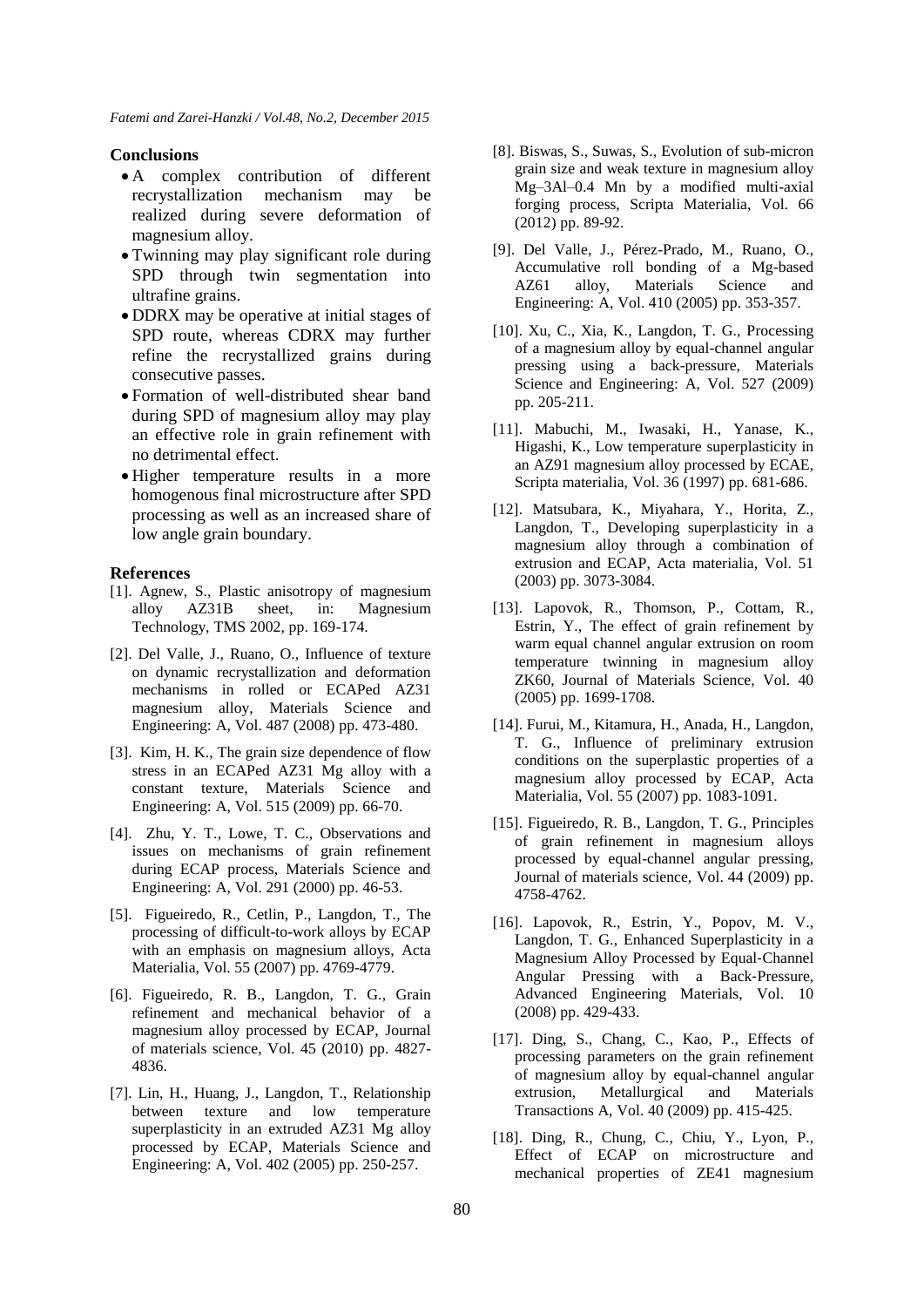### Conclusions

- A complex contribution of different recrystallization mechanism may be realized during severe deformation of magnesium alloy.
- Twinning may play significant role during SPD through twin segmentation into ultrafine grains.
- DDRX may be operative at initial stages of SPD route, whereas CDRX may further refine the recrystallized grains during consecutive passes.
- Formation of well-distributed shear band during SPD of magnesium alloy may play an effective role in grain refinement with no detrimental effect.
- Higher temperature results in a more homogenous final microstructure after SPD processing as well as an increased share of low angle grain boundary.

### References

[1]. Agnew, S., Plastic anisotropy of magnesium alloy AZ31B sheet, in: Magnesium Technology, TMS 2002, pp. 169-174.

[2]. Del Valle, J., Ruano, O., Influence of texture on dynamic recrystallization and deformation mechanisms in rolled or ECAPed AZ31 magnesium alloy, Materials Science and Engineering: A, Vol. 487 (2008) pp. 473-480.

[3]. Kim, H. K., The grain size dependence of flow stress in an ECAPed AZ31 Mg alloy with a constant texture, Materials Science and Engineering: A, Vol. 515 (2009) pp. 66-70.

[4]. Zhu, Y. T., Lowe, T. C., Observations and issues on mechanisms of grain refinement during ECAP process, Materials Science and Engineering: A, Vol. 291 (2000) pp. 46-53.

[5]. Figueiredo, R., Cetlin, P., Langdon, T., The processing of difficult-to-work alloys by ECAP with an emphasis on magnesium alloys, Acta Materialia, Vol. 55 (2007) pp. 4769-4779.

[6]. Figueiredo, R. B., Langdon, T. G., Grain refinement and mechanical behavior of a magnesium alloy processed by ECAP, Journal of materials science, Vol. 45 (2010) pp. 4827-4836.

[7]. Lin, H., Huang, J., Langdon, T., Relationship between texture and low temperature superplasticity in an extruded AZ31 Mg alloy processed by ECAP, Materials Science and Engineering: A, Vol. 402 (2005) pp. 250-257.

[8]. Biswas, S., Suwas, S., Evolution of sub-micron grain size and weak texture in magnesium alloy Mg–3Al–0.4 Mn by a modified multi-axial forging process, Scripta Materialia, Vol. 66 (2012) pp. 89-92.

[9]. Del Valle, J., Pérez-Prado, M., Ruano, O., Accumulative roll bonding of a Mg-based AZ61 alloy, Materials Science and Engineering: A, Vol. 410 (2005) pp. 353-357.

[10]. Xu, C., Xia, K., Langdon, T. G., Processing of a magnesium alloy by equal-channel angular pressing using a back-pressure, Materials Science and Engineering: A, Vol. 527 (2009) pp. 205-211.

[11]. Mabuchi, M., Iwasaki, H., Yanase, K., Higashi, K., Low temperature superplasticity in an AZ91 magnesium alloy processed by ECAE, Scripta materialia, Vol. 36 (1997) pp. 681-686.

[12]. Matsubara, K., Miyahara, Y., Horita, Z., Langdon, T., Developing superplasticity in a magnesium alloy through a combination of extrusion and ECAP, Acta materialia, Vol. 51 (2003) pp. 3073-3084.

[13]. Lapovok, R., Thomson, P., Cottam, R., Estrin, Y., The effect of grain refinement by warm equal channel angular extrusion on room temperature twinning in magnesium alloy ZK60, Journal of Materials Science, Vol. 40 (2005) pp. 1699-1708.

[14]. Furui, M., Kitamura, H., Anada, H., Langdon, T. G., Influence of preliminary extrusion conditions on the superplastic properties of a magnesium alloy processed by ECAP, Acta Materialia, Vol. 55 (2007) pp. 1083-1091.

[15]. Figueiredo, R. B., Langdon, T. G., Principles of grain refinement in magnesium alloys processed by equal-channel angular pressing, Journal of materials science, Vol. 44 (2009) pp. 4758-4762.

[16]. Lapovok, R., Estrin, Y., Popov, M. V., Langdon, T. G., Enhanced Superplasticity in a Magnesium Alloy Processed by Equal‐Channel Angular Pressing with a Back‐Pressure, Advanced Engineering Materials, Vol. 10 (2008) pp. 429-433.

[17]. Ding, S., Chang, C., Kao, P., Effects of processing parameters on the grain refinement of magnesium alloy by equal-channel angular extrusion, Metallurgical and Materials Transactions A, Vol. 40 (2009) pp. 415-425.

[18]. Ding, R., Chung, C., Chiu, Y., Lyon, P., Effect of ECAP on microstructure and mechanical properties of ZE41 magnesium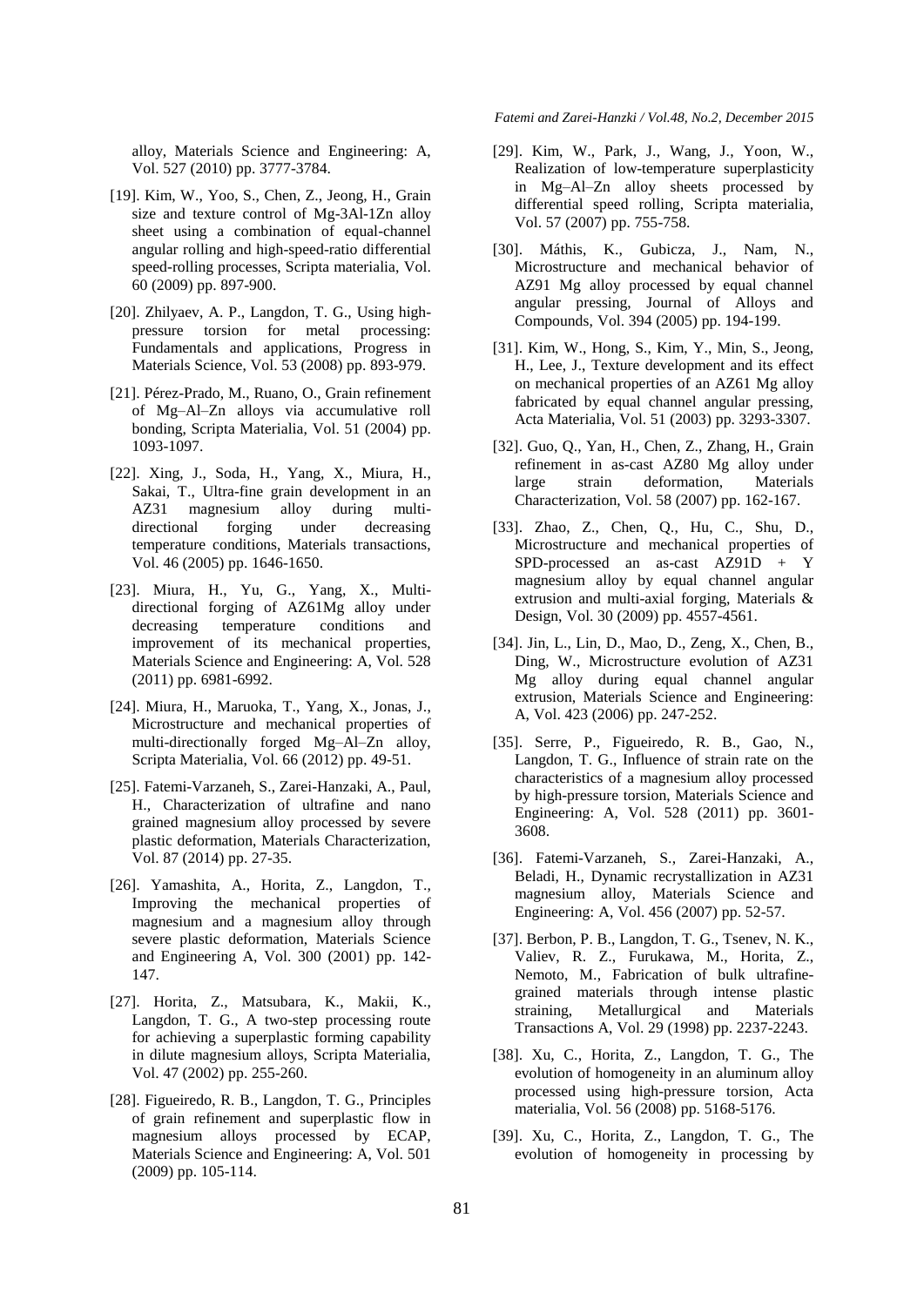alloy, Materials Science and Engineering: A, Vol. 527 (2010) pp. 3777-3784.

[19]. Kim, W., Yoo, S., Chen, Z., Jeong, H., Grain size and texture control of Mg-3Al-1Zn alloy sheet using a combination of equal-channel angular rolling and high-speed-ratio differential speed-rolling processes, Scripta materialia, Vol. 60 (2009) pp. 897-900.

[20]. Zhilyaev, A. P., Langdon, T. G., Using high-pressure torsion for metal processing: Fundamentals and applications, Progress in Materials Science, Vol. 53 (2008) pp. 893-979.

[21]. Pérez-Prado, M., Ruano, O., Grain refinement of Mg–Al–Zn alloys via accumulative roll bonding, Scripta Materialia, Vol. 51 (2004) pp. 1093-1097.

[22]. Xing, J., Soda, H., Yang, X., Miura, H., Sakai, T., Ultra-fine grain development in an AZ31 magnesium alloy during multi-directional forging under decreasing temperature conditions, Materials transactions, Vol. 46 (2005) pp. 1646-1650.

[23]. Miura, H., Yu, G., Yang, X., Multi-directional forging of AZ61Mg alloy under decreasing temperature conditions and improvement of its mechanical properties, Materials Science and Engineering: A, Vol. 528 (2011) pp. 6981-6992.

[24]. Miura, H., Maruoka, T., Yang, X., Jonas, J., Microstructure and mechanical properties of multi-directionally forged Mg–Al–Zn alloy, Scripta Materialia, Vol. 66 (2012) pp. 49-51.

[25]. Fatemi-Varzaneh, S., Zarei-Hanzaki, A., Paul, H., Characterization of ultrafine and nano grained magnesium alloy processed by severe plastic deformation, Materials Characterization, Vol. 87 (2014) pp. 27-35.

[26]. Yamashita, A., Horita, Z., Langdon, T., Improving the mechanical properties of magnesium and a magnesium alloy through severe plastic deformation, Materials Science and Engineering A, Vol. 300 (2001) pp. 142-147.

[27]. Horita, Z., Matsubara, K., Makii, K., Langdon, T. G., A two-step processing route for achieving a superplastic forming capability in dilute magnesium alloys, Scripta Materialia, Vol. 47 (2002) pp. 255-260.

[28]. Figueiredo, R. B., Langdon, T. G., Principles of grain refinement and superplastic flow in magnesium alloys processed by ECAP, Materials Science and Engineering: A, Vol. 501 (2009) pp. 105-114.

[29]. Kim, W., Park, J., Wang, J., Yoon, W., Realization of low-temperature superplasticity in Mg–Al–Zn alloy sheets processed by differential speed rolling, Scripta materialia, Vol. 57 (2007) pp. 755-758.

[30]. Máthis, K., Gubicza, J., Nam, N., Microstructure and mechanical behavior of AZ91 Mg alloy processed by equal channel angular pressing, Journal of Alloys and Compounds, Vol. 394 (2005) pp. 194-199.

[31]. Kim, W., Hong, S., Kim, Y., Min, S., Jeong, H., Lee, J., Texture development and its effect on mechanical properties of an AZ61 Mg alloy fabricated by equal channel angular pressing, Acta Materialia, Vol. 51 (2003) pp. 3293-3307.

[32]. Guo, Q., Yan, H., Chen, Z., Zhang, H., Grain refinement in as-cast AZ80 Mg alloy under large strain deformation, Materials Characterization, Vol. 58 (2007) pp. 162-167.

[33]. Zhao, Z., Chen, Q., Hu, C., Shu, D., Microstructure and mechanical properties of SPD-processed an as-cast AZ91D + Y magnesium alloy by equal channel angular extrusion and multi-axial forging, Materials & Design, Vol. 30 (2009) pp. 4557-4561.

[34]. Jin, L., Lin, D., Mao, D., Zeng, X., Chen, B., Ding, W., Microstructure evolution of AZ31 Mg alloy during equal channel angular extrusion, Materials Science and Engineering: A, Vol. 423 (2006) pp. 247-252.

[35]. Serre, P., Figueiredo, R. B., Gao, N., Langdon, T. G., Influence of strain rate on the characteristics of a magnesium alloy processed by high-pressure torsion, Materials Science and Engineering: A, Vol. 528 (2011) pp. 3601-3608.

[36]. Fatemi-Varzaneh, S., Zarei-Hanzaki, A., Beladi, H., Dynamic recrystallization in AZ31 magnesium alloy, Materials Science and Engineering: A, Vol. 456 (2007) pp. 52-57.

[37]. Berbon, P. B., Langdon, T. G., Tsenev, N. K., Valiev, R. Z., Furukawa, M., Horita, Z., Nemoto, M., Fabrication of bulk ultrafine-grained materials through intense plastic straining, Metallurgical and Materials Transactions A, Vol. 29 (1998) pp. 2237-2243.

[38]. Xu, C., Horita, Z., Langdon, T. G., The evolution of homogeneity in an aluminum alloy processed using high-pressure torsion, Acta materialia, Vol. 56 (2008) pp. 5168-5176.

[39]. Xu, C., Horita, Z., Langdon, T. G., The evolution of homogeneity in processing by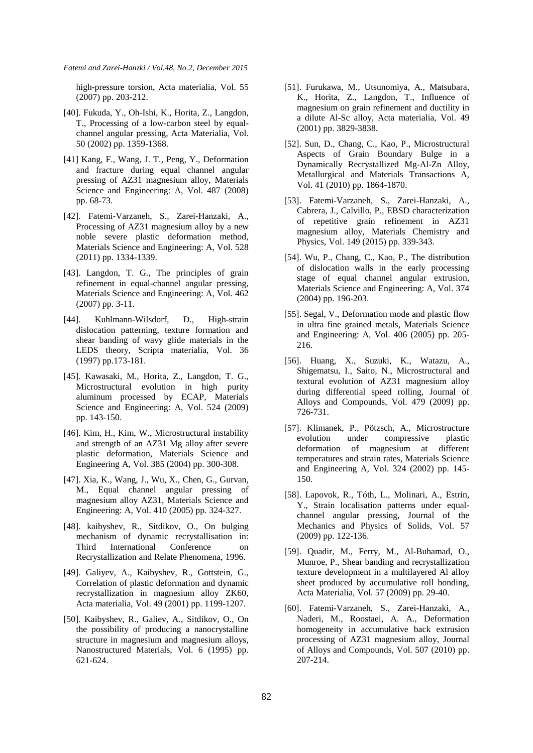high-pressure torsion, Acta materialia, Vol. 55 (2007) pp. 203-212.

[40]. Fukuda, Y., Oh-Ishi, K., Horita, Z., Langdon, T., Processing of a low-carbon steel by equal-channel angular pressing, Acta Materialia, Vol. 50 (2002) pp. 1359-1368.

[41] Kang, F., Wang, J. T., Peng, Y., Deformation and fracture during equal channel angular pressing of AZ31 magnesium alloy, Materials Science and Engineering: A, Vol. 487 (2008) pp. 68-73.

[42]. Fatemi-Varzaneh, S., Zarei-Hanzaki, A., Processing of AZ31 magnesium alloy by a new noble severe plastic deformation method, Materials Science and Engineering: A, Vol. 528 (2011) pp. 1334-1339.

[43]. Langdon, T. G., The principles of grain refinement in equal-channel angular pressing, Materials Science and Engineering: A, Vol. 462 (2007) pp. 3-11.

[44]. Kuhlmann-Wilsdorf, D., High-strain dislocation patterning, texture formation and shear banding of wavy glide materials in the LEDS theory, Scripta materialia, Vol. 36 (1997) pp.173-181.

[45]. Kawasaki, M., Horita, Z., Langdon, T. G., Microstructural evolution in high purity aluminum processed by ECAP, Materials Science and Engineering: A, Vol. 524 (2009) pp. 143-150.

[46]. Kim, H., Kim, W., Microstructural instability and strength of an AZ31 Mg alloy after severe plastic deformation, Materials Science and Engineering A, Vol. 385 (2004) pp. 300-308.

[47]. Xia, K., Wang, J., Wu, X., Chen, G., Gurvan, M., Equal channel angular pressing of magnesium alloy AZ31, Materials Science and Engineering: A, Vol. 410 (2005) pp. 324-327.

[48]. kaibyshev, R., Sitdikov, O., On bulging mechanism of dynamic recrystallisation in: Third International Conference on Recrystallization and Relate Phenomena, 1996.

[49]. Galiyev, A., Kaibyshev, R., Gottstein, G., Correlation of plastic deformation and dynamic recrystallization in magnesium alloy ZK60, Acta materialia, Vol. 49 (2001) pp. 1199-1207.

[50]. Kaibyshev, R., Galiev, A., Sitdikov, O., On the possibility of producing a nanocrystalline structure in magnesium and magnesium alloys, Nanostructured Materials, Vol. 6 (1995) pp. 621-624.

[51]. Furukawa, M., Utsunomiya, A., Matsubara, K., Horita, Z., Langdon, T., Influence of magnesium on grain refinement and ductility in a dilute Al-Sc alloy, Acta materialia, Vol. 49 (2001) pp. 3829-3838.

[52]. Sun, D., Chang, C., Kao, P., Microstructural Aspects of Grain Boundary Bulge in a Dynamically Recrystallized Mg-Al-Zn Alloy, Metallurgical and Materials Transactions A, Vol. 41 (2010) pp. 1864-1870.

[53]. Fatemi-Varzaneh, S., Zarei-Hanzaki, A., Cabrera, J., Calvillo, P., EBSD characterization of repetitive grain refinement in AZ31 magnesium alloy, Materials Chemistry and Physics, Vol. 149 (2015) pp. 339-343.

[54]. Wu, P., Chang, C., Kao, P., The distribution of dislocation walls in the early processing stage of equal channel angular extrusion, Materials Science and Engineering: A, Vol. 374 (2004) pp. 196-203.

[55]. Segal, V., Deformation mode and plastic flow in ultra fine grained metals, Materials Science and Engineering: A, Vol. 406 (2005) pp. 205-216.

[56]. Huang, X., Suzuki, K., Watazu, A., Shigematsu, I., Saito, N., Microstructural and textural evolution of AZ31 magnesium alloy during differential speed rolling, Journal of Alloys and Compounds, Vol. 479 (2009) pp. 726-731.

[57]. Klimanek, P., Pötzsch, A., Microstructure evolution under compressive plastic deformation of magnesium at different temperatures and strain rates, Materials Science and Engineering A, Vol. 324 (2002) pp. 145-150.

[58]. Lapovok, R., Tóth, L., Molinari, A., Estrin, Y., Strain localisation patterns under equal-channel angular pressing, Journal of the Mechanics and Physics of Solids, Vol. 57 (2009) pp. 122-136.

[59]. Quadir, M., Ferry, M., Al-Buhamad, O., Munroe, P., Shear banding and recrystallization texture development in a multilayered Al alloy sheet produced by accumulative roll bonding, Acta Materialia, Vol. 57 (2009) pp. 29-40.

[60]. Fatemi-Varzaneh, S., Zarei-Hanzaki, A., Naderi, M., Roostaei, A. A., Deformation homogeneity in accumulative back extrusion processing of AZ31 magnesium alloy, Journal of Alloys and Compounds, Vol. 507 (2010) pp. 207-214.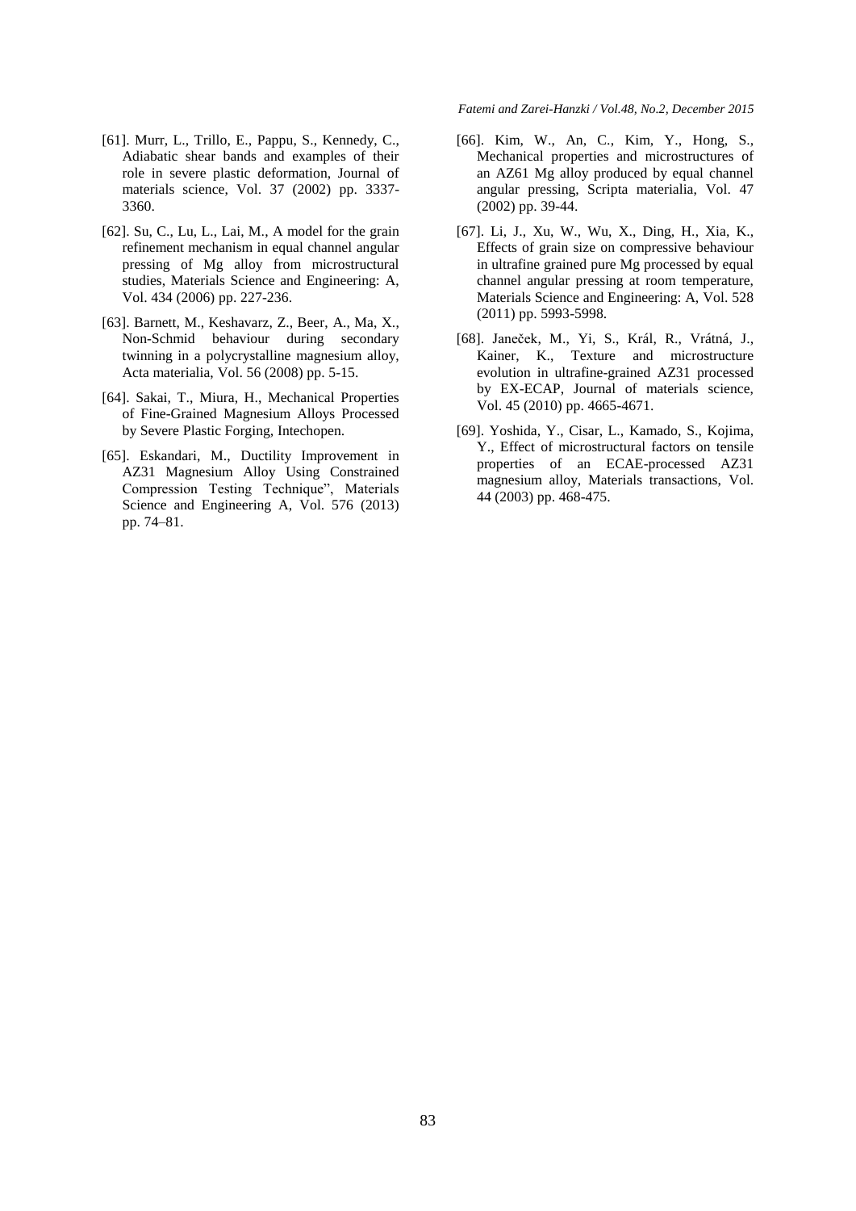[61]. Murr, L., Trillo, E., Pappu, S., Kennedy, C., Adiabatic shear bands and examples of their role in severe plastic deformation, Journal of materials science, Vol. 37 (2002) pp. 3337-3360.

[62]. Su, C., Lu, L., Lai, M., A model for the grain refinement mechanism in equal channel angular pressing of Mg alloy from microstructural studies, Materials Science and Engineering: A, Vol. 434 (2006) pp. 227-236.

[63]. Barnett, M., Keshavarz, Z., Beer, A., Ma, X., Non-Schmid behaviour during secondary twinning in a polycrystalline magnesium alloy, Acta materialia, Vol. 56 (2008) pp. 5-15.

[64]. Sakai, T., Miura, H., Mechanical Properties of Fine-Grained Magnesium Alloys Processed by Severe Plastic Forging, Intechopen.

[65]. Eskandari, M., Ductility Improvement in AZ31 Magnesium Alloy Using Constrained Compression Testing Technique", Materials Science and Engineering A, Vol. 576 (2013) pp. 74–81.

[66]. Kim, W., An, C., Kim, Y., Hong, S., Mechanical properties and microstructures of an AZ61 Mg alloy produced by equal channel angular pressing, Scripta materialia, Vol. 47 (2002) pp. 39-44.

[67]. Li, J., Xu, W., Wu, X., Ding, H., Xia, K., Effects of grain size on compressive behaviour in ultrafine grained pure Mg processed by equal channel angular pressing at room temperature, Materials Science and Engineering: A, Vol. 528 (2011) pp. 5993-5998.

[68]. Janeček, M., Yi, S., Král, R., Vrátná, J., Kainer, K., Texture and microstructure evolution in ultrafine-grained AZ31 processed by EX-ECAP, Journal of materials science, Vol. 45 (2010) pp. 4665-4671.

[69]. Yoshida, Y., Cisar, L., Kamado, S., Kojima, Y., Effect of microstructural factors on tensile properties of an ECAE-processed AZ31 magnesium alloy, Materials transactions, Vol. 44 (2003) pp. 468-475.